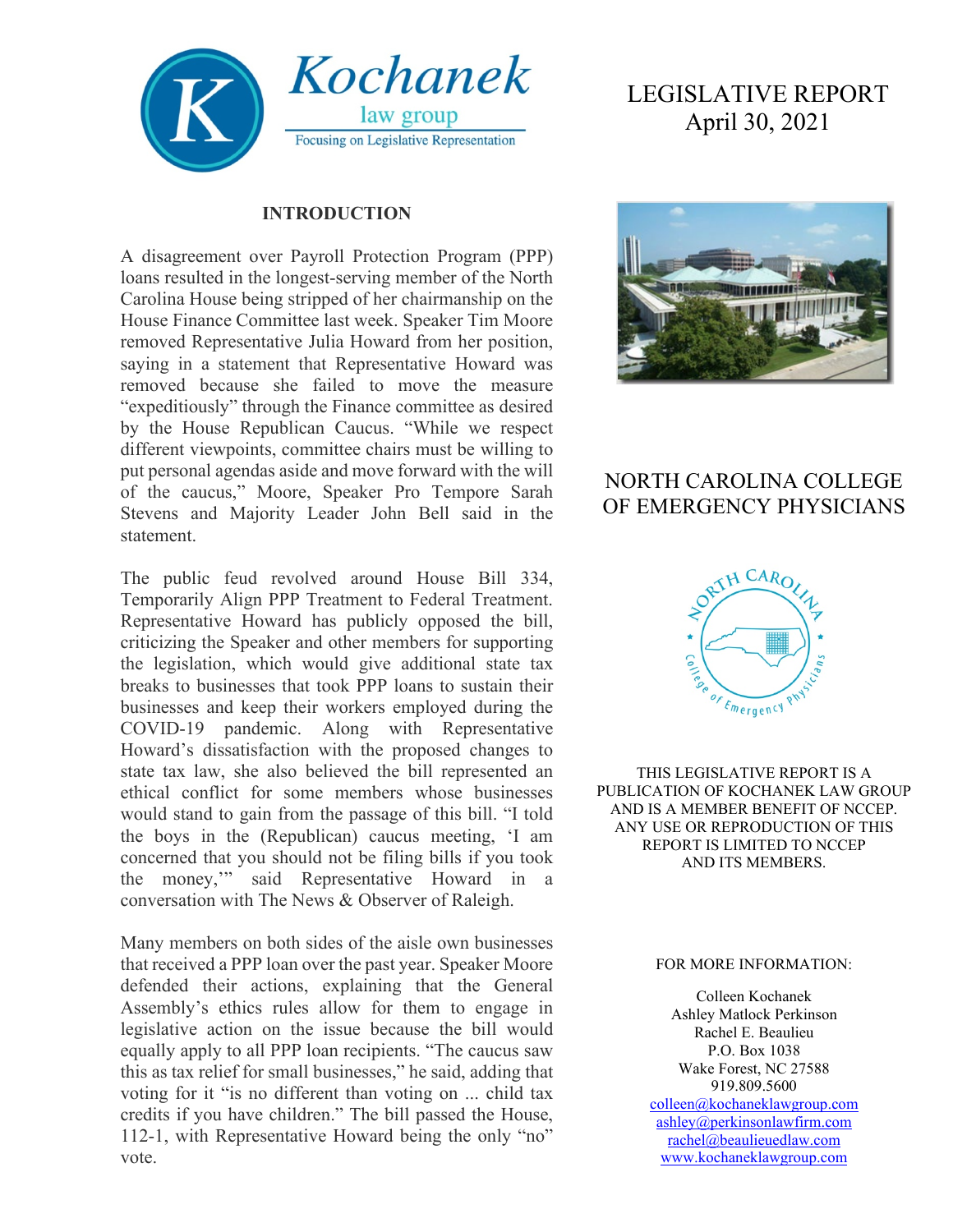Kochanek law group

Focusing on Legislative Representation

# LEGISLATIVE REPORT
April 30, 2021

## NORTH CAROLINA COLLEGE OF EMERGENCY PHYSICIANS

THIS LEGISLATIVE REPORT IS A PUBLICATION OF KOCHANEK LAW GROUP AND IS A MEMBER BENEFIT OF NCCEP. ANY USE OR REPRODUCTION OF THIS REPORT IS LIMITED TO NCCEP AND ITS MEMBERS.

FOR MORE INFORMATION:

Colleen Kochanek
Ashley Matlock Perkinson
Rachel E. Beaulieu
P.O. Box 1038
Wake Forest, NC 27588
919.809.5600
colleen@kochaneklawgroup.com
ashley@perkinsonlawfirm.com
rachel@beaulieuedlaw.com
www.kochaneklawgroup.com

## INTRODUCTION

A disagreement over Payroll Protection Program (PPP) loans resulted in the longest-serving member of the North Carolina House being stripped of her chairmanship on the House Finance Committee last week. Speaker Tim Moore removed Representative Julia Howard from her position, saying in a statement that Representative Howard was removed because she failed to move the measure "expeditiously" through the Finance committee as desired by the House Republican Caucus. "While we respect different viewpoints, committee chairs must be willing to put personal agendas aside and move forward with the will of the caucus," Moore, Speaker Pro Tempore Sarah Stevens and Majority Leader John Bell said in the statement.

The public feud revolved around House Bill 334, Temporarily Align PPP Treatment to Federal Treatment. Representative Howard has publicly opposed the bill, criticizing the Speaker and other members for supporting the legislation, which would give additional state tax breaks to businesses that took PPP loans to sustain their businesses and keep their workers employed during the COVID-19 pandemic. Along with Representative Howard's dissatisfaction with the proposed changes to state tax law, she also believed the bill represented an ethical conflict for some members whose businesses would stand to gain from the passage of this bill. "I told the boys in the (Republican) caucus meeting, 'I am concerned that you should not be filing bills if you took the money,'" said Representative Howard in a conversation with The News & Observer of Raleigh.

Many members on both sides of the aisle own businesses that received a PPP loan over the past year. Speaker Moore defended their actions, explaining that the General Assembly's ethics rules allow for them to engage in legislative action on the issue because the bill would equally apply to all PPP loan recipients. "The caucus saw this as tax relief for small businesses," he said, adding that voting for it "is no different than voting on ... child tax credits if you have children." The bill passed the House, 112-1, with Representative Howard being the only "no" vote.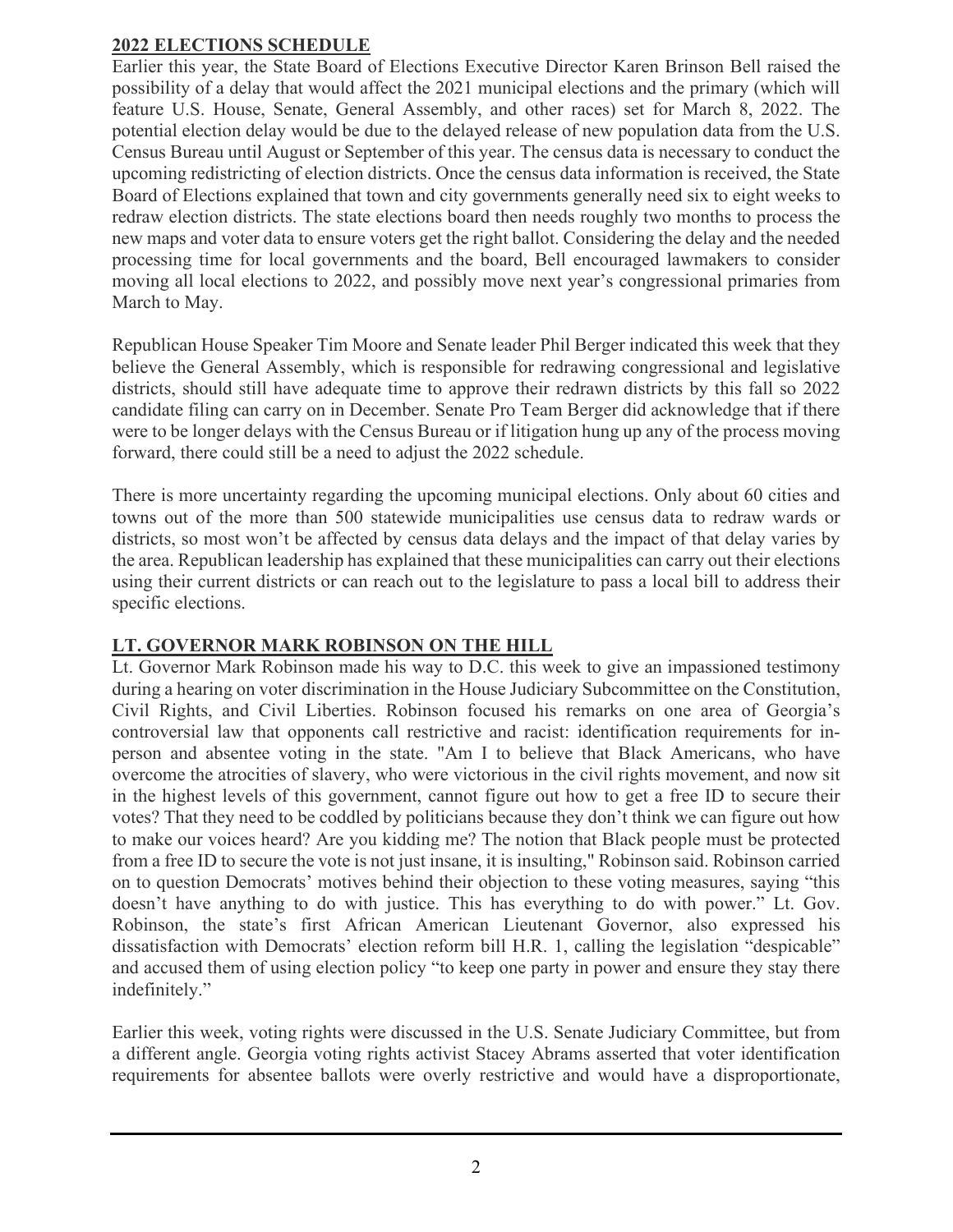## 2022 ELECTIONS SCHEDULE

Earlier this year, the State Board of Elections Executive Director Karen Brinson Bell raised the possibility of a delay that would affect the 2021 municipal elections and the primary (which will feature U.S. House, Senate, General Assembly, and other races) set for March 8, 2022. The potential election delay would be due to the delayed release of new population data from the U.S. Census Bureau until August or September of this year. The census data is necessary to conduct the upcoming redistricting of election districts. Once the census data information is received, the State Board of Elections explained that town and city governments generally need six to eight weeks to redraw election districts. The state elections board then needs roughly two months to process the new maps and voter data to ensure voters get the right ballot. Considering the delay and the needed processing time for local governments and the board, Bell encouraged lawmakers to consider moving all local elections to 2022, and possibly move next year's congressional primaries from March to May.

Republican House Speaker Tim Moore and Senate leader Phil Berger indicated this week that they believe the General Assembly, which is responsible for redrawing congressional and legislative districts, should still have adequate time to approve their redrawn districts by this fall so 2022 candidate filing can carry on in December. Senate Pro Team Berger did acknowledge that if there were to be longer delays with the Census Bureau or if litigation hung up any of the process moving forward, there could still be a need to adjust the 2022 schedule.

There is more uncertainty regarding the upcoming municipal elections. Only about 60 cities and towns out of the more than 500 statewide municipalities use census data to redraw wards or districts, so most won't be affected by census data delays and the impact of that delay varies by the area. Republican leadership has explained that these municipalities can carry out their elections using their current districts or can reach out to the legislature to pass a local bill to address their specific elections.

## LT. GOVERNOR MARK ROBINSON ON THE HILL

Lt. Governor Mark Robinson made his way to D.C. this week to give an impassioned testimony during a hearing on voter discrimination in the House Judiciary Subcommittee on the Constitution, Civil Rights, and Civil Liberties. Robinson focused his remarks on one area of Georgia's controversial law that opponents call restrictive and racist: identification requirements for in-person and absentee voting in the state. "Am I to believe that Black Americans, who have overcome the atrocities of slavery, who were victorious in the civil rights movement, and now sit in the highest levels of this government, cannot figure out how to get a free ID to secure their votes? That they need to be coddled by politicians because they don't think we can figure out how to make our voices heard? Are you kidding me? The notion that Black people must be protected from a free ID to secure the vote is not just insane, it is insulting," Robinson said. Robinson carried on to question Democrats' motives behind their objection to these voting measures, saying "this doesn't have anything to do with justice. This has everything to do with power." Lt. Gov. Robinson, the state's first African American Lieutenant Governor, also expressed his dissatisfaction with Democrats' election reform bill H.R. 1, calling the legislation "despicable" and accused them of using election policy "to keep one party in power and ensure they stay there indefinitely."

Earlier this week, voting rights were discussed in the U.S. Senate Judiciary Committee, but from a different angle. Georgia voting rights activist Stacey Abrams asserted that voter identification requirements for absentee ballots were overly restrictive and would have a disproportionate,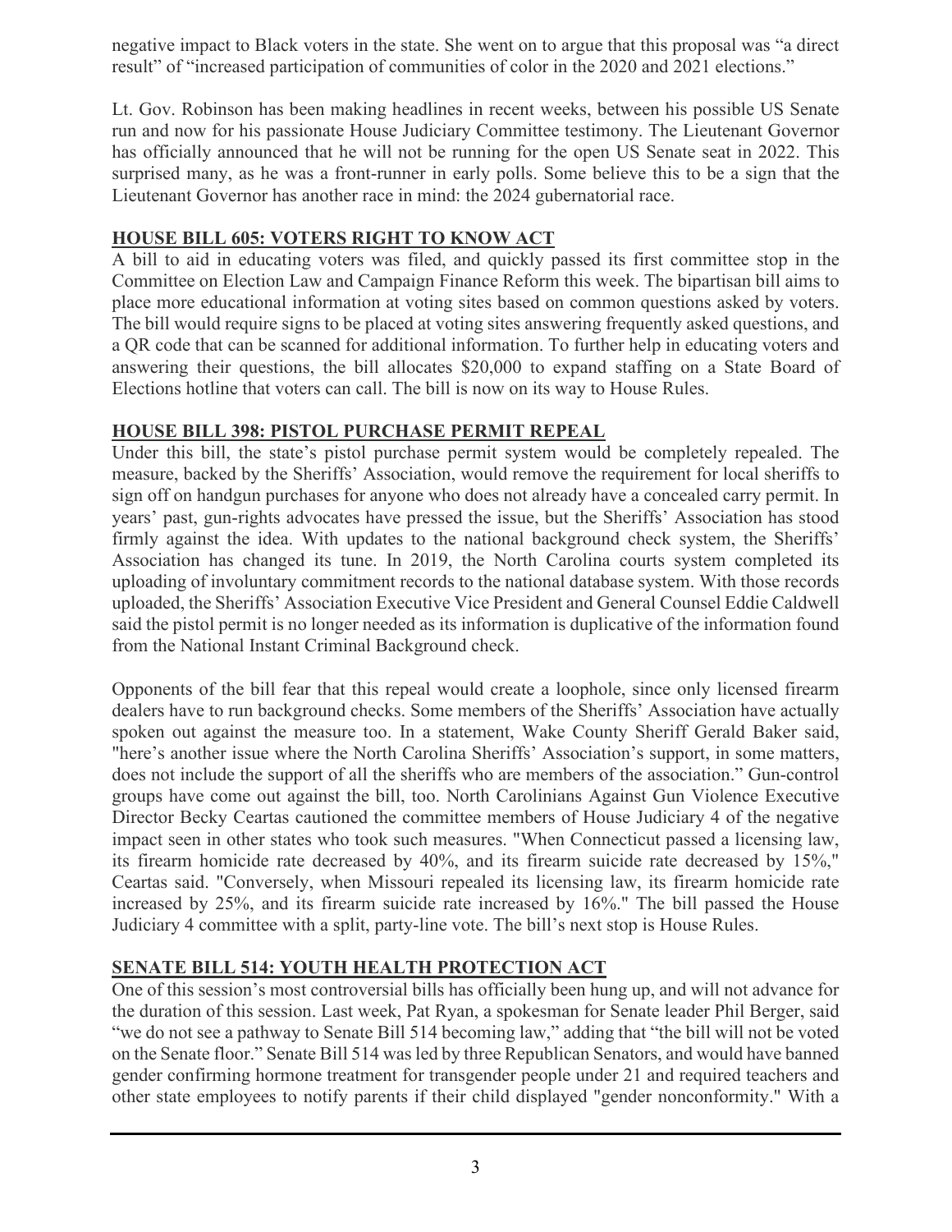negative impact to Black voters in the state. She went on to argue that this proposal was "a direct result" of "increased participation of communities of color in the 2020 and 2021 elections."

Lt. Gov. Robinson has been making headlines in recent weeks, between his possible US Senate run and now for his passionate House Judiciary Committee testimony. The Lieutenant Governor has officially announced that he will not be running for the open US Senate seat in 2022. This surprised many, as he was a front-runner in early polls. Some believe this to be a sign that the Lieutenant Governor has another race in mind: the 2024 gubernatorial race.

## HOUSE BILL 605: VOTERS RIGHT TO KNOW ACT

A bill to aid in educating voters was filed, and quickly passed its first committee stop in the Committee on Election Law and Campaign Finance Reform this week. The bipartisan bill aims to place more educational information at voting sites based on common questions asked by voters. The bill would require signs to be placed at voting sites answering frequently asked questions, and a QR code that can be scanned for additional information. To further help in educating voters and answering their questions, the bill allocates $20,000 to expand staffing on a State Board of Elections hotline that voters can call. The bill is now on its way to House Rules.

## HOUSE BILL 398: PISTOL PURCHASE PERMIT REPEAL

Under this bill, the state's pistol purchase permit system would be completely repealed. The measure, backed by the Sheriffs' Association, would remove the requirement for local sheriffs to sign off on handgun purchases for anyone who does not already have a concealed carry permit. In years' past, gun-rights advocates have pressed the issue, but the Sheriffs' Association has stood firmly against the idea. With updates to the national background check system, the Sheriffs' Association has changed its tune. In 2019, the North Carolina courts system completed its uploading of involuntary commitment records to the national database system. With those records uploaded, the Sheriffs' Association Executive Vice President and General Counsel Eddie Caldwell said the pistol permit is no longer needed as its information is duplicative of the information found from the National Instant Criminal Background check.

Opponents of the bill fear that this repeal would create a loophole, since only licensed firearm dealers have to run background checks. Some members of the Sheriffs' Association have actually spoken out against the measure too. In a statement, Wake County Sheriff Gerald Baker said, "here's another issue where the North Carolina Sheriffs' Association's support, in some matters, does not include the support of all the sheriffs who are members of the association." Gun-control groups have come out against the bill, too. North Carolinians Against Gun Violence Executive Director Becky Ceartas cautioned the committee members of House Judiciary 4 of the negative impact seen in other states who took such measures. "When Connecticut passed a licensing law, its firearm homicide rate decreased by 40%, and its firearm suicide rate decreased by 15%," Ceartas said. "Conversely, when Missouri repealed its licensing law, its firearm homicide rate increased by 25%, and its firearm suicide rate increased by 16%." The bill passed the House Judiciary 4 committee with a split, party-line vote. The bill's next stop is House Rules.

## SENATE BILL 514: YOUTH HEALTH PROTECTION ACT

One of this session's most controversial bills has officially been hung up, and will not advance for the duration of this session. Last week, Pat Ryan, a spokesman for Senate leader Phil Berger, said "we do not see a pathway to Senate Bill 514 becoming law," adding that "the bill will not be voted on the Senate floor." Senate Bill 514 was led by three Republican Senators, and would have banned gender confirming hormone treatment for transgender people under 21 and required teachers and other state employees to notify parents if their child displayed "gender nonconformity." With a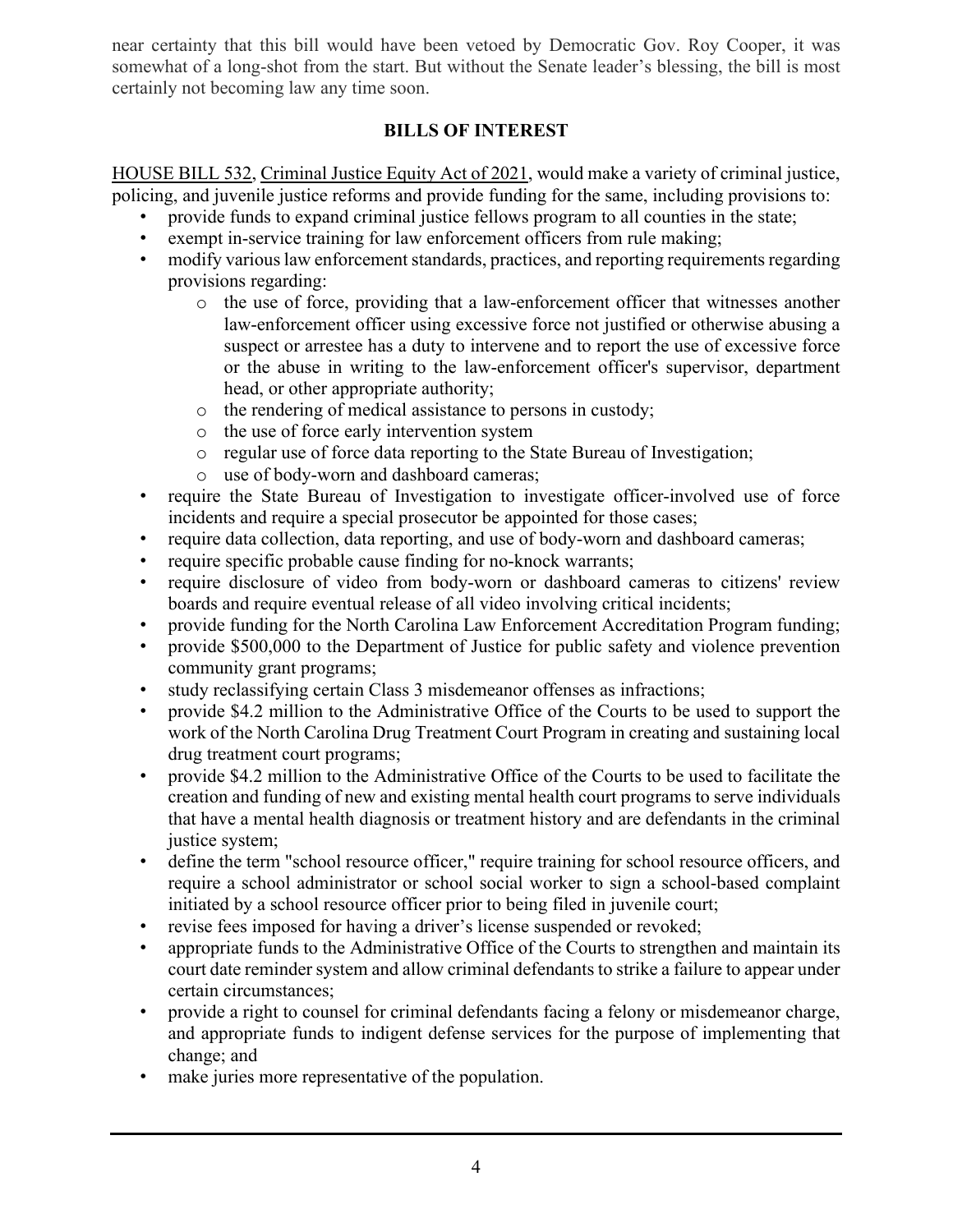near certainty that this bill would have been vetoed by Democratic Gov. Roy Cooper, it was somewhat of a long-shot from the start. But without the Senate leader's blessing, the bill is most certainly not becoming law any time soon.

## BILLS OF INTEREST

HOUSE BILL 532, Criminal Justice Equity Act of 2021, would make a variety of criminal justice, policing, and juvenile justice reforms and provide funding for the same, including provisions to:

- provide funds to expand criminal justice fellows program to all counties in the state;
- exempt in-service training for law enforcement officers from rule making;
- modify various law enforcement standards, practices, and reporting requirements regarding provisions regarding:
    - the use of force, providing that a law-enforcement officer that witnesses another law-enforcement officer using excessive force not justified or otherwise abusing a suspect or arrestee has a duty to intervene and to report the use of excessive force or the abuse in writing to the law-enforcement officer's supervisor, department head, or other appropriate authority;
    - the rendering of medical assistance to persons in custody;
    - the use of force early intervention system
    - regular use of force data reporting to the State Bureau of Investigation;
    - use of body-worn and dashboard cameras;
- require the State Bureau of Investigation to investigate officer-involved use of force incidents and require a special prosecutor be appointed for those cases;
- require data collection, data reporting, and use of body-worn and dashboard cameras;
- require specific probable cause finding for no-knock warrants;
- require disclosure of video from body-worn or dashboard cameras to citizens' review boards and require eventual release of all video involving critical incidents;
- provide funding for the North Carolina Law Enforcement Accreditation Program funding;
- provide $500,000 to the Department of Justice for public safety and violence prevention community grant programs;
- study reclassifying certain Class 3 misdemeanor offenses as infractions;
- provide $4.2 million to the Administrative Office of the Courts to be used to support the work of the North Carolina Drug Treatment Court Program in creating and sustaining local drug treatment court programs;
- provide $4.2 million to the Administrative Office of the Courts to be used to facilitate the creation and funding of new and existing mental health court programs to serve individuals that have a mental health diagnosis or treatment history and are defendants in the criminal justice system;
- define the term "school resource officer," require training for school resource officers, and require a school administrator or school social worker to sign a school-based complaint initiated by a school resource officer prior to being filed in juvenile court;
- revise fees imposed for having a driver's license suspended or revoked;
- appropriate funds to the Administrative Office of the Courts to strengthen and maintain its court date reminder system and allow criminal defendants to strike a failure to appear under certain circumstances;
- provide a right to counsel for criminal defendants facing a felony or misdemeanor charge, and appropriate funds to indigent defense services for the purpose of implementing that change; and
- make juries more representative of the population.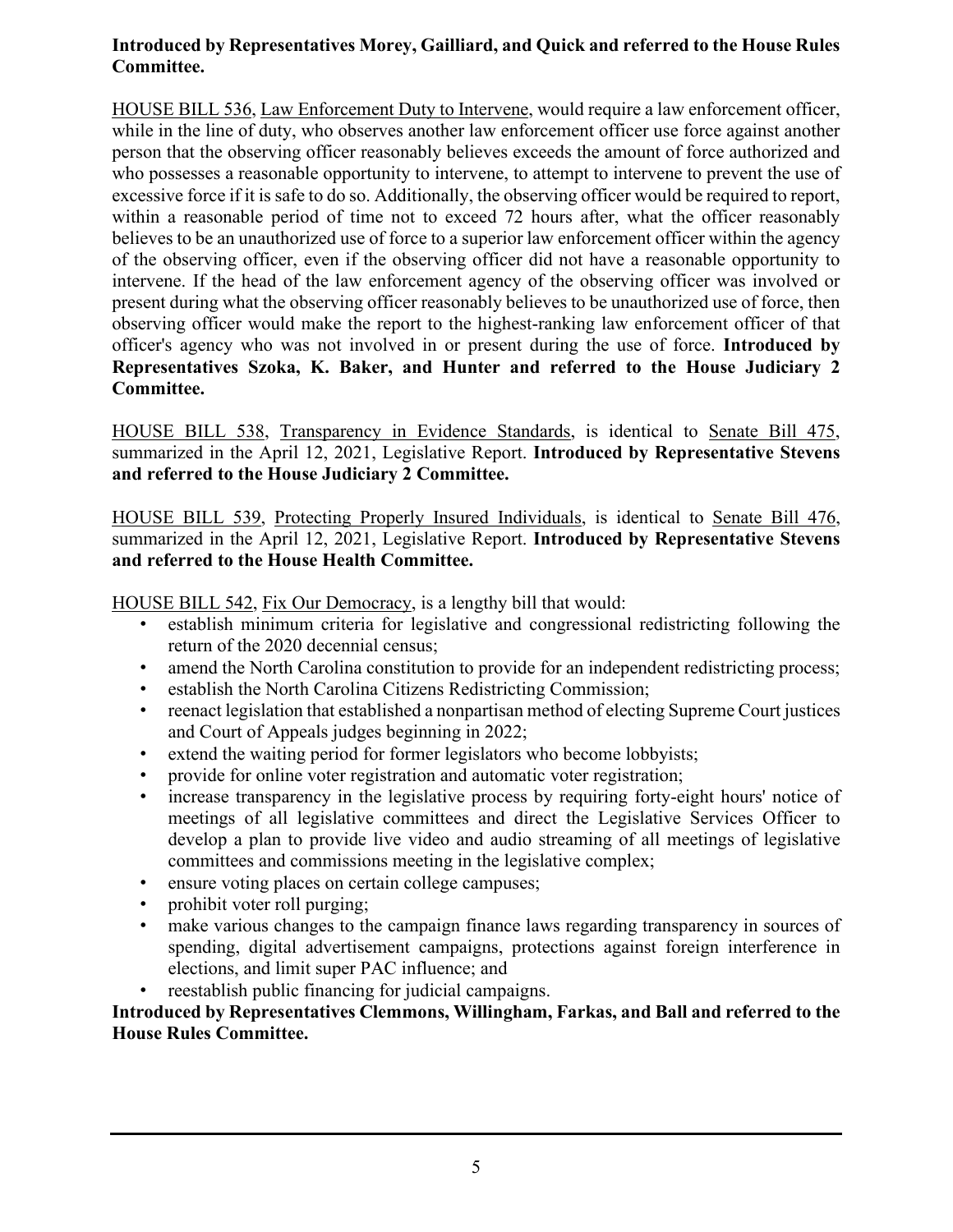**Introduced by Representatives Morey, Gailliard, and Quick and referred to the House Rules Committee.**

HOUSE BILL 536, Law Enforcement Duty to Intervene, would require a law enforcement officer, while in the line of duty, who observes another law enforcement officer use force against another person that the observing officer reasonably believes exceeds the amount of force authorized and who possesses a reasonable opportunity to intervene, to attempt to intervene to prevent the use of excessive force if it is safe to do so. Additionally, the observing officer would be required to report, within a reasonable period of time not to exceed 72 hours after, what the officer reasonably believes to be an unauthorized use of force to a superior law enforcement officer within the agency of the observing officer, even if the observing officer did not have a reasonable opportunity to intervene. If the head of the law enforcement agency of the observing officer was involved or present during what the observing officer reasonably believes to be unauthorized use of force, then observing officer would make the report to the highest-ranking law enforcement officer of that officer's agency who was not involved in or present during the use of force. **Introduced by Representatives Szoka, K. Baker, and Hunter and referred to the House Judiciary 2 Committee.**

HOUSE BILL 538, Transparency in Evidence Standards, is identical to Senate Bill 475, summarized in the April 12, 2021, Legislative Report. **Introduced by Representative Stevens and referred to the House Judiciary 2 Committee.**

HOUSE BILL 539, Protecting Properly Insured Individuals, is identical to Senate Bill 476, summarized in the April 12, 2021, Legislative Report. **Introduced by Representative Stevens and referred to the House Health Committee.**

HOUSE BILL 542, Fix Our Democracy, is a lengthy bill that would:

- establish minimum criteria for legislative and congressional redistricting following the return of the 2020 decennial census;
- amend the North Carolina constitution to provide for an independent redistricting process;
- establish the North Carolina Citizens Redistricting Commission;
- reenact legislation that established a nonpartisan method of electing Supreme Court justices and Court of Appeals judges beginning in 2022;
- extend the waiting period for former legislators who become lobbyists;
- provide for online voter registration and automatic voter registration;
- increase transparency in the legislative process by requiring forty-eight hours' notice of meetings of all legislative committees and direct the Legislative Services Officer to develop a plan to provide live video and audio streaming of all meetings of legislative committees and commissions meeting in the legislative complex;
- ensure voting places on certain college campuses;
- prohibit voter roll purging;
- make various changes to the campaign finance laws regarding transparency in sources of spending, digital advertisement campaigns, protections against foreign interference in elections, and limit super PAC influence; and
- reestablish public financing for judicial campaigns.

**Introduced by Representatives Clemmons, Willingham, Farkas, and Ball and referred to the House Rules Committee.**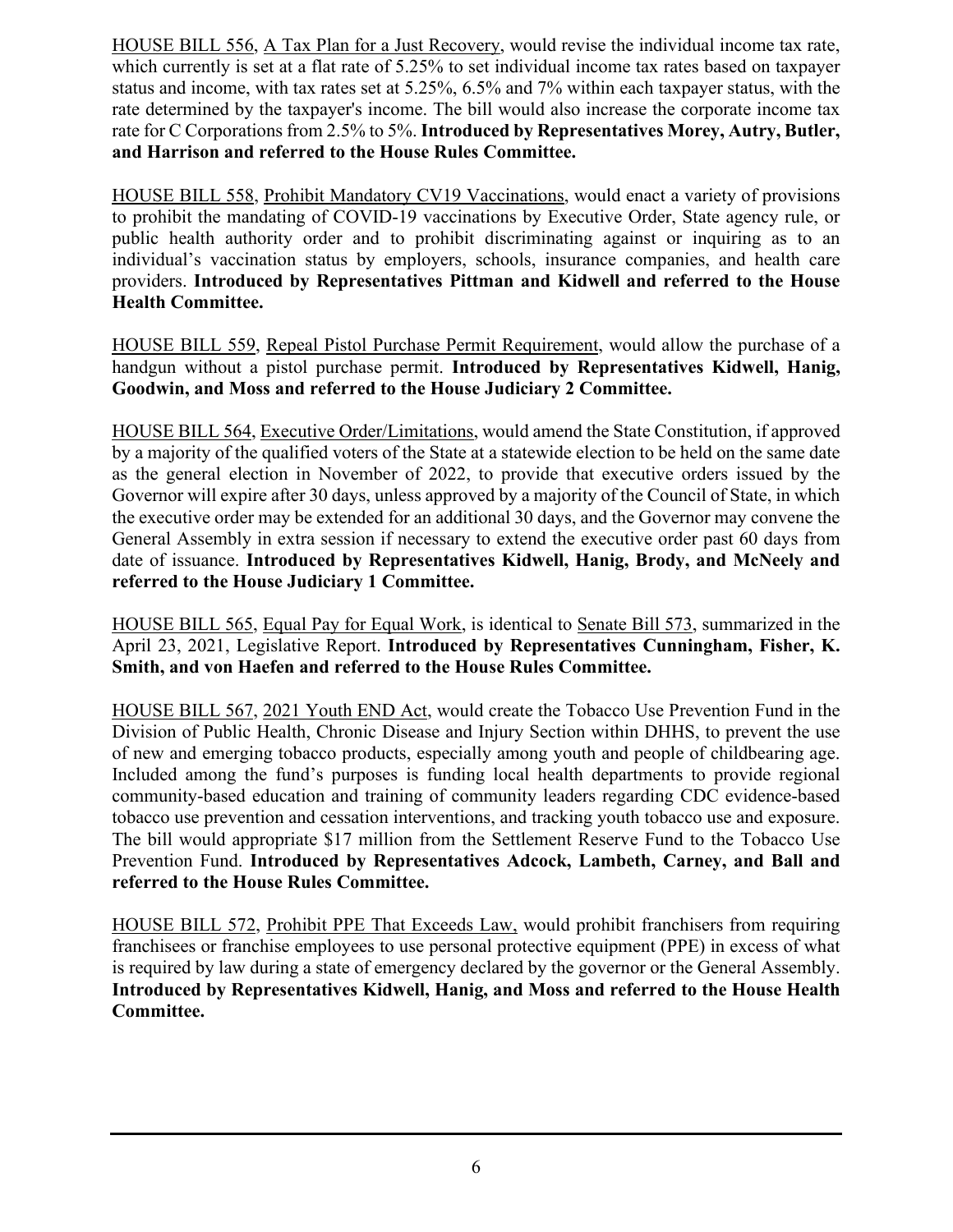HOUSE BILL 556, A Tax Plan for a Just Recovery, would revise the individual income tax rate, which currently is set at a flat rate of 5.25% to set individual income tax rates based on taxpayer status and income, with tax rates set at 5.25%, 6.5% and 7% within each taxpayer status, with the rate determined by the taxpayer's income. The bill would also increase the corporate income tax rate for C Corporations from 2.5% to 5%. **Introduced by Representatives Morey, Autry, Butler, and Harrison and referred to the House Rules Committee.**

HOUSE BILL 558, Prohibit Mandatory CV19 Vaccinations, would enact a variety of provisions to prohibit the mandating of COVID-19 vaccinations by Executive Order, State agency rule, or public health authority order and to prohibit discriminating against or inquiring as to an individual's vaccination status by employers, schools, insurance companies, and health care providers. **Introduced by Representatives Pittman and Kidwell and referred to the House Health Committee.**

HOUSE BILL 559, Repeal Pistol Purchase Permit Requirement, would allow the purchase of a handgun without a pistol purchase permit. **Introduced by Representatives Kidwell, Hanig, Goodwin, and Moss and referred to the House Judiciary 2 Committee.**

HOUSE BILL 564, Executive Order/Limitations, would amend the State Constitution, if approved by a majority of the qualified voters of the State at a statewide election to be held on the same date as the general election in November of 2022, to provide that executive orders issued by the Governor will expire after 30 days, unless approved by a majority of the Council of State, in which the executive order may be extended for an additional 30 days, and the Governor may convene the General Assembly in extra session if necessary to extend the executive order past 60 days from date of issuance. **Introduced by Representatives Kidwell, Hanig, Brody, and McNeely and referred to the House Judiciary 1 Committee.**

HOUSE BILL 565, Equal Pay for Equal Work, is identical to Senate Bill 573, summarized in the April 23, 2021, Legislative Report. **Introduced by Representatives Cunningham, Fisher, K. Smith, and von Haefen and referred to the House Rules Committee.**

HOUSE BILL 567, 2021 Youth END Act, would create the Tobacco Use Prevention Fund in the Division of Public Health, Chronic Disease and Injury Section within DHHS, to prevent the use of new and emerging tobacco products, especially among youth and people of childbearing age. Included among the fund's purposes is funding local health departments to provide regional community-based education and training of community leaders regarding CDC evidence-based tobacco use prevention and cessation interventions, and tracking youth tobacco use and exposure. The bill would appropriate $17 million from the Settlement Reserve Fund to the Tobacco Use Prevention Fund. **Introduced by Representatives Adcock, Lambeth, Carney, and Ball and referred to the House Rules Committee.**

HOUSE BILL 572, Prohibit PPE That Exceeds Law, would prohibit franchisers from requiring franchisees or franchise employees to use personal protective equipment (PPE) in excess of what is required by law during a state of emergency declared by the governor or the General Assembly. **Introduced by Representatives Kidwell, Hanig, and Moss and referred to the House Health Committee.**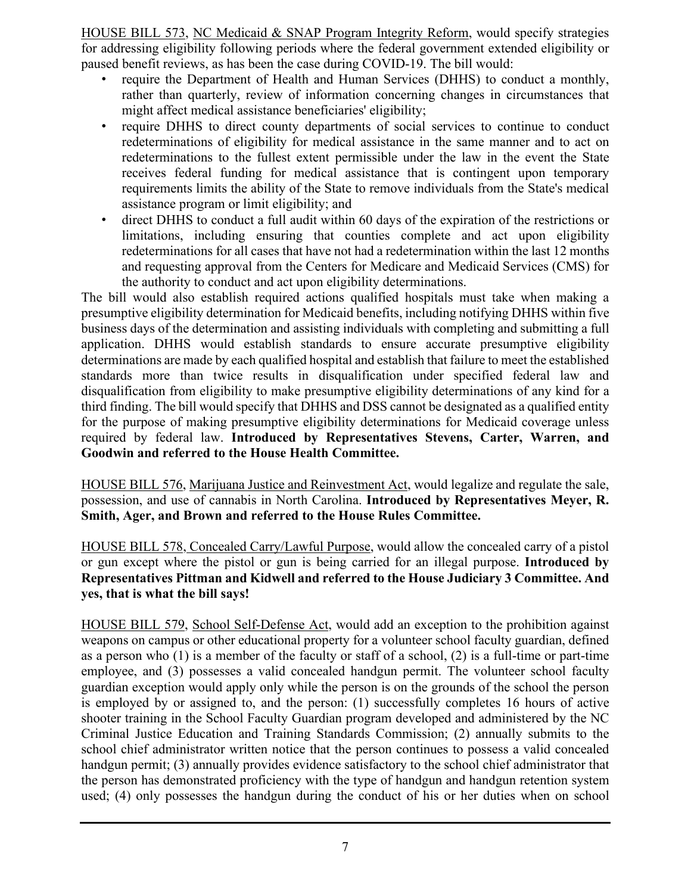<u>HOUSE BILL 573</u>, <u>NC Medicaid & SNAP Program Integrity Reform</u>, would specify strategies for addressing eligibility following periods where the federal government extended eligibility or paused benefit reviews, as has been the case during COVID-19. The bill would:

- require the Department of Health and Human Services (DHHS) to conduct a monthly, rather than quarterly, review of information concerning changes in circumstances that might affect medical assistance beneficiaries' eligibility;
- require DHHS to direct county departments of social services to continue to conduct redeterminations of eligibility for medical assistance in the same manner and to act on redeterminations to the fullest extent permissible under the law in the event the State receives federal funding for medical assistance that is contingent upon temporary requirements limits the ability of the State to remove individuals from the State's medical assistance program or limit eligibility; and
- direct DHHS to conduct a full audit within 60 days of the expiration of the restrictions or limitations, including ensuring that counties complete and act upon eligibility redeterminations for all cases that have not had a redetermination within the last 12 months and requesting approval from the Centers for Medicare and Medicaid Services (CMS) for the authority to conduct and act upon eligibility determinations.

The bill would also establish required actions qualified hospitals must take when making a presumptive eligibility determination for Medicaid benefits, including notifying DHHS within five business days of the determination and assisting individuals with completing and submitting a full application. DHHS would establish standards to ensure accurate presumptive eligibility determinations are made by each qualified hospital and establish that failure to meet the established standards more than twice results in disqualification under specified federal law and disqualification from eligibility to make presumptive eligibility determinations of any kind for a third finding. The bill would specify that DHHS and DSS cannot be designated as a qualified entity for the purpose of making presumptive eligibility determinations for Medicaid coverage unless required by federal law. **Introduced by Representatives Stevens, Carter, Warren, and Goodwin and referred to the House Health Committee.**

<u>HOUSE BILL 576</u>, <u>Marijuana Justice and Reinvestment Act</u>, would legalize and regulate the sale, possession, and use of cannabis in North Carolina. **Introduced by Representatives Meyer, R. Smith, Ager, and Brown and referred to the House Rules Committee.**

<u>HOUSE BILL 578, Concealed Carry/Lawful Purpose</u>, would allow the concealed carry of a pistol or gun except where the pistol or gun is being carried for an illegal purpose. **Introduced by Representatives Pittman and Kidwell and referred to the House Judiciary 3 Committee. And yes, that is what the bill says!**

<u>HOUSE BILL 579</u>, <u>School Self-Defense Act</u>, would add an exception to the prohibition against weapons on campus or other educational property for a volunteer school faculty guardian, defined as a person who (1) is a member of the faculty or staff of a school, (2) is a full-time or part-time employee, and (3) possesses a valid concealed handgun permit. The volunteer school faculty guardian exception would apply only while the person is on the grounds of the school the person is employed by or assigned to, and the person: (1) successfully completes 16 hours of active shooter training in the School Faculty Guardian program developed and administered by the NC Criminal Justice Education and Training Standards Commission; (2) annually submits to the school chief administrator written notice that the person continues to possess a valid concealed handgun permit; (3) annually provides evidence satisfactory to the school chief administrator that the person has demonstrated proficiency with the type of handgun and handgun retention system used; (4) only possesses the handgun during the conduct of his or her duties when on school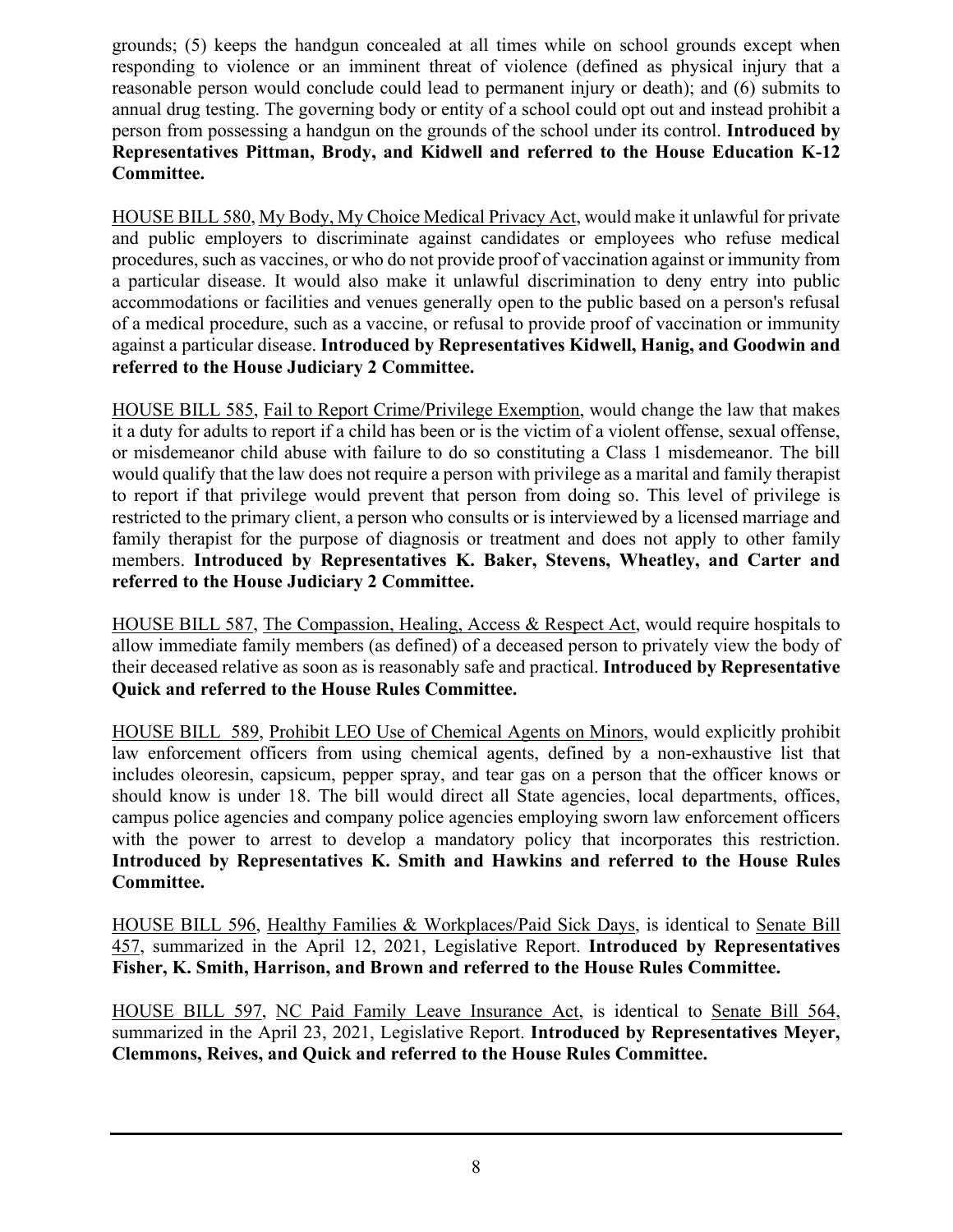grounds; (5) keeps the handgun concealed at all times while on school grounds except when responding to violence or an imminent threat of violence (defined as physical injury that a reasonable person would conclude could lead to permanent injury or death); and (6) submits to annual drug testing. The governing body or entity of a school could opt out and instead prohibit a person from possessing a handgun on the grounds of the school under its control. **Introduced by Representatives Pittman, Brody, and Kidwell and referred to the House Education K-12 Committee.**

HOUSE BILL 580, My Body, My Choice Medical Privacy Act, would make it unlawful for private and public employers to discriminate against candidates or employees who refuse medical procedures, such as vaccines, or who do not provide proof of vaccination against or immunity from a particular disease. It would also make it unlawful discrimination to deny entry into public accommodations or facilities and venues generally open to the public based on a person's refusal of a medical procedure, such as a vaccine, or refusal to provide proof of vaccination or immunity against a particular disease. **Introduced by Representatives Kidwell, Hanig, and Goodwin and referred to the House Judiciary 2 Committee.**

HOUSE BILL 585, Fail to Report Crime/Privilege Exemption, would change the law that makes it a duty for adults to report if a child has been or is the victim of a violent offense, sexual offense, or misdemeanor child abuse with failure to do so constituting a Class 1 misdemeanor. The bill would qualify that the law does not require a person with privilege as a marital and family therapist to report if that privilege would prevent that person from doing so. This level of privilege is restricted to the primary client, a person who consults or is interviewed by a licensed marriage and family therapist for the purpose of diagnosis or treatment and does not apply to other family members. **Introduced by Representatives K. Baker, Stevens, Wheatley, and Carter and referred to the House Judiciary 2 Committee.**

HOUSE BILL 587, The Compassion, Healing, Access & Respect Act, would require hospitals to allow immediate family members (as defined) of a deceased person to privately view the body of their deceased relative as soon as is reasonably safe and practical. **Introduced by Representative Quick and referred to the House Rules Committee.**

HOUSE BILL 589, Prohibit LEO Use of Chemical Agents on Minors, would explicitly prohibit law enforcement officers from using chemical agents, defined by a non-exhaustive list that includes oleoresin, capsicum, pepper spray, and tear gas on a person that the officer knows or should know is under 18. The bill would direct all State agencies, local departments, offices, campus police agencies and company police agencies employing sworn law enforcement officers with the power to arrest to develop a mandatory policy that incorporates this restriction. **Introduced by Representatives K. Smith and Hawkins and referred to the House Rules Committee.**

HOUSE BILL 596, Healthy Families & Workplaces/Paid Sick Days, is identical to Senate Bill 457, summarized in the April 12, 2021, Legislative Report. **Introduced by Representatives Fisher, K. Smith, Harrison, and Brown and referred to the House Rules Committee.**

HOUSE BILL 597, NC Paid Family Leave Insurance Act, is identical to Senate Bill 564, summarized in the April 23, 2021, Legislative Report. **Introduced by Representatives Meyer, Clemmons, Reives, and Quick and referred to the House Rules Committee.**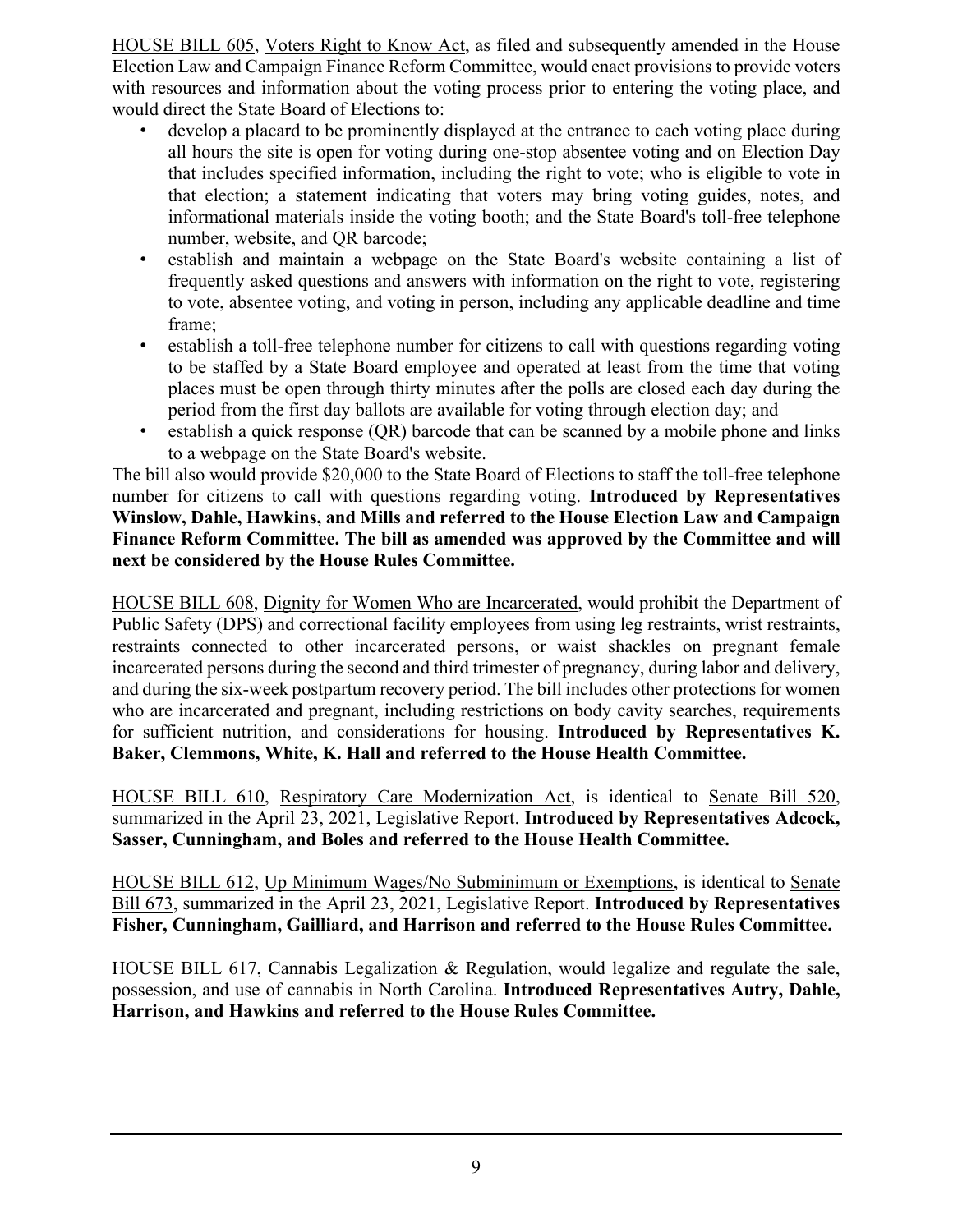HOUSE BILL 605, Voters Right to Know Act, as filed and subsequently amended in the House Election Law and Campaign Finance Reform Committee, would enact provisions to provide voters with resources and information about the voting process prior to entering the voting place, and would direct the State Board of Elections to:

- develop a placard to be prominently displayed at the entrance to each voting place during all hours the site is open for voting during one-stop absentee voting and on Election Day that includes specified information, including the right to vote; who is eligible to vote in that election; a statement indicating that voters may bring voting guides, notes, and informational materials inside the voting booth; and the State Board's toll-free telephone number, website, and QR barcode;
- establish and maintain a webpage on the State Board's website containing a list of frequently asked questions and answers with information on the right to vote, registering to vote, absentee voting, and voting in person, including any applicable deadline and time frame;
- establish a toll-free telephone number for citizens to call with questions regarding voting to be staffed by a State Board employee and operated at least from the time that voting places must be open through thirty minutes after the polls are closed each day during the period from the first day ballots are available for voting through election day; and
- establish a quick response (QR) barcode that can be scanned by a mobile phone and links to a webpage on the State Board's website.

The bill also would provide $20,000 to the State Board of Elections to staff the toll-free telephone number for citizens to call with questions regarding voting. **Introduced by Representatives Winslow, Dahle, Hawkins, and Mills and referred to the House Election Law and Campaign Finance Reform Committee. The bill as amended was approved by the Committee and will next be considered by the House Rules Committee.**

HOUSE BILL 608, Dignity for Women Who are Incarcerated, would prohibit the Department of Public Safety (DPS) and correctional facility employees from using leg restraints, wrist restraints, restraints connected to other incarcerated persons, or waist shackles on pregnant female incarcerated persons during the second and third trimester of pregnancy, during labor and delivery, and during the six-week postpartum recovery period. The bill includes other protections for women who are incarcerated and pregnant, including restrictions on body cavity searches, requirements for sufficient nutrition, and considerations for housing. **Introduced by Representatives K. Baker, Clemmons, White, K. Hall and referred to the House Health Committee.**

HOUSE BILL 610, Respiratory Care Modernization Act, is identical to Senate Bill 520, summarized in the April 23, 2021, Legislative Report. **Introduced by Representatives Adcock, Sasser, Cunningham, and Boles and referred to the House Health Committee.**

HOUSE BILL 612, Up Minimum Wages/No Subminimum or Exemptions, is identical to Senate Bill 673, summarized in the April 23, 2021, Legislative Report. **Introduced by Representatives Fisher, Cunningham, Gailliard, and Harrison and referred to the House Rules Committee.**

HOUSE BILL 617, Cannabis Legalization & Regulation, would legalize and regulate the sale, possession, and use of cannabis in North Carolina. **Introduced Representatives Autry, Dahle, Harrison, and Hawkins and referred to the House Rules Committee.**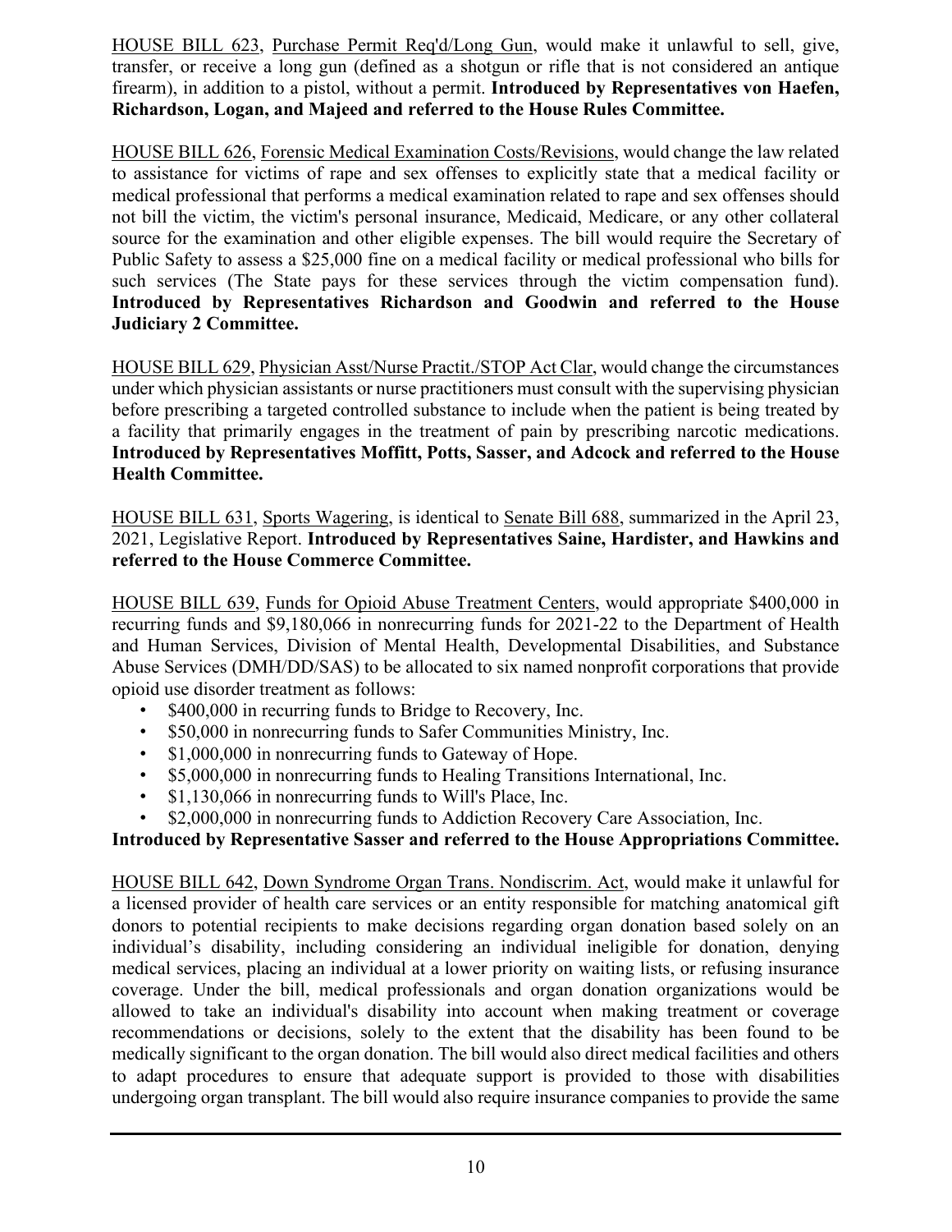HOUSE BILL 623, Purchase Permit Req'd/Long Gun, would make it unlawful to sell, give, transfer, or receive a long gun (defined as a shotgun or rifle that is not considered an antique firearm), in addition to a pistol, without a permit. **Introduced by Representatives von Haefen, Richardson, Logan, and Majeed and referred to the House Rules Committee.**

HOUSE BILL 626, Forensic Medical Examination Costs/Revisions, would change the law related to assistance for victims of rape and sex offenses to explicitly state that a medical facility or medical professional that performs a medical examination related to rape and sex offenses should not bill the victim, the victim's personal insurance, Medicaid, Medicare, or any other collateral source for the examination and other eligible expenses. The bill would require the Secretary of Public Safety to assess a $25,000 fine on a medical facility or medical professional who bills for such services (The State pays for these services through the victim compensation fund). **Introduced by Representatives Richardson and Goodwin and referred to the House Judiciary 2 Committee.**

HOUSE BILL 629, Physician Asst/Nurse Practit./STOP Act Clar, would change the circumstances under which physician assistants or nurse practitioners must consult with the supervising physician before prescribing a targeted controlled substance to include when the patient is being treated by a facility that primarily engages in the treatment of pain by prescribing narcotic medications. **Introduced by Representatives Moffitt, Potts, Sasser, and Adcock and referred to the House Health Committee.**

HOUSE BILL 631, Sports Wagering, is identical to Senate Bill 688, summarized in the April 23, 2021, Legislative Report. **Introduced by Representatives Saine, Hardister, and Hawkins and referred to the House Commerce Committee.**

HOUSE BILL 639, Funds for Opioid Abuse Treatment Centers, would appropriate $400,000 in recurring funds and $9,180,066 in nonrecurring funds for 2021-22 to the Department of Health and Human Services, Division of Mental Health, Developmental Disabilities, and Substance Abuse Services (DMH/DD/SAS) to be allocated to six named nonprofit corporations that provide opioid use disorder treatment as follows:

- $400,000 in recurring funds to Bridge to Recovery, Inc.
- $50,000 in nonrecurring funds to Safer Communities Ministry, Inc.
- $1,000,000 in nonrecurring funds to Gateway of Hope.
- $5,000,000 in nonrecurring funds to Healing Transitions International, Inc.
- $1,130,066 in nonrecurring funds to Will's Place, Inc.
- $2,000,000 in nonrecurring funds to Addiction Recovery Care Association, Inc.

**Introduced by Representative Sasser and referred to the House Appropriations Committee.**

HOUSE BILL 642, Down Syndrome Organ Trans. Nondiscrim. Act, would make it unlawful for a licensed provider of health care services or an entity responsible for matching anatomical gift donors to potential recipients to make decisions regarding organ donation based solely on an individual's disability, including considering an individual ineligible for donation, denying medical services, placing an individual at a lower priority on waiting lists, or refusing insurance coverage. Under the bill, medical professionals and organ donation organizations would be allowed to take an individual's disability into account when making treatment or coverage recommendations or decisions, solely to the extent that the disability has been found to be medically significant to the organ donation. The bill would also direct medical facilities and others to adapt procedures to ensure that adequate support is provided to those with disabilities undergoing organ transplant. The bill would also require insurance companies to provide the same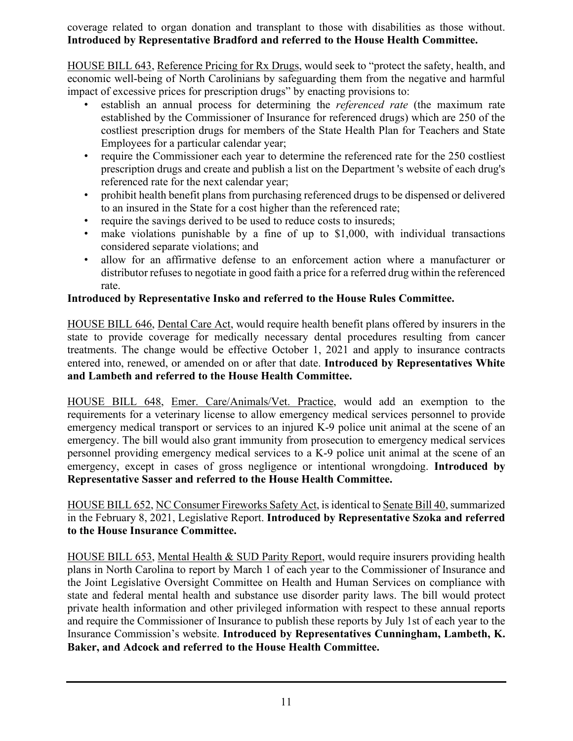coverage related to organ donation and transplant to those with disabilities as those without. **Introduced by Representative Bradford and referred to the House Health Committee.**

HOUSE BILL 643, Reference Pricing for Rx Drugs, would seek to "protect the safety, health, and economic well-being of North Carolinians by safeguarding them from the negative and harmful impact of excessive prices for prescription drugs" by enacting provisions to:

- establish an annual process for determining the *referenced rate* (the maximum rate established by the Commissioner of Insurance for referenced drugs) which are 250 of the costliest prescription drugs for members of the State Health Plan for Teachers and State Employees for a particular calendar year;
- require the Commissioner each year to determine the referenced rate for the 250 costliest prescription drugs and create and publish a list on the Department 's website of each drug's referenced rate for the next calendar year;
- prohibit health benefit plans from purchasing referenced drugs to be dispensed or delivered to an insured in the State for a cost higher than the referenced rate;
- require the savings derived to be used to reduce costs to insureds;
- make violations punishable by a fine of up to $1,000, with individual transactions considered separate violations; and
- allow for an affirmative defense to an enforcement action where a manufacturer or distributor refuses to negotiate in good faith a price for a referred drug within the referenced rate.

**Introduced by Representative Insko and referred to the House Rules Committee.**

HOUSE BILL 646, Dental Care Act, would require health benefit plans offered by insurers in the state to provide coverage for medically necessary dental procedures resulting from cancer treatments. The change would be effective October 1, 2021 and apply to insurance contracts entered into, renewed, or amended on or after that date. **Introduced by Representatives White and Lambeth and referred to the House Health Committee.**

HOUSE BILL 648, Emer. Care/Animals/Vet. Practice, would add an exemption to the requirements for a veterinary license to allow emergency medical services personnel to provide emergency medical transport or services to an injured K-9 police unit animal at the scene of an emergency. The bill would also grant immunity from prosecution to emergency medical services personnel providing emergency medical services to a K-9 police unit animal at the scene of an emergency, except in cases of gross negligence or intentional wrongdoing. **Introduced by Representative Sasser and referred to the House Health Committee.**

HOUSE BILL 652, NC Consumer Fireworks Safety Act, is identical to Senate Bill 40, summarized in the February 8, 2021, Legislative Report. **Introduced by Representative Szoka and referred to the House Insurance Committee.**

HOUSE BILL 653, Mental Health & SUD Parity Report, would require insurers providing health plans in North Carolina to report by March 1 of each year to the Commissioner of Insurance and the Joint Legislative Oversight Committee on Health and Human Services on compliance with state and federal mental health and substance use disorder parity laws. The bill would protect private health information and other privileged information with respect to these annual reports and require the Commissioner of Insurance to publish these reports by July 1st of each year to the Insurance Commission's website. **Introduced by Representatives Cunningham, Lambeth, K. Baker, and Adcock and referred to the House Health Committee.**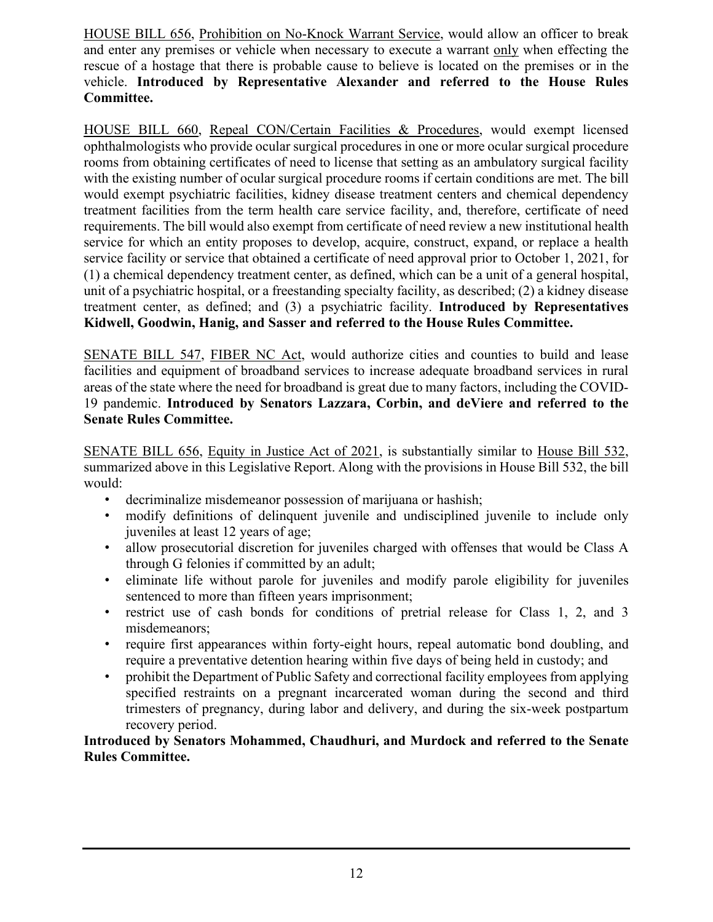HOUSE BILL 656, Prohibition on No-Knock Warrant Service, would allow an officer to break and enter any premises or vehicle when necessary to execute a warrant only when effecting the rescue of a hostage that there is probable cause to believe is located on the premises or in the vehicle. **Introduced by Representative Alexander and referred to the House Rules Committee.**

HOUSE BILL 660, Repeal CON/Certain Facilities & Procedures, would exempt licensed ophthalmologists who provide ocular surgical procedures in one or more ocular surgical procedure rooms from obtaining certificates of need to license that setting as an ambulatory surgical facility with the existing number of ocular surgical procedure rooms if certain conditions are met. The bill would exempt psychiatric facilities, kidney disease treatment centers and chemical dependency treatment facilities from the term health care service facility, and, therefore, certificate of need requirements. The bill would also exempt from certificate of need review a new institutional health service for which an entity proposes to develop, acquire, construct, expand, or replace a health service facility or service that obtained a certificate of need approval prior to October 1, 2021, for (1) a chemical dependency treatment center, as defined, which can be a unit of a general hospital, unit of a psychiatric hospital, or a freestanding specialty facility, as described; (2) a kidney disease treatment center, as defined; and (3) a psychiatric facility. **Introduced by Representatives Kidwell, Goodwin, Hanig, and Sasser and referred to the House Rules Committee.**

SENATE BILL 547, FIBER NC Act, would authorize cities and counties to build and lease facilities and equipment of broadband services to increase adequate broadband services in rural areas of the state where the need for broadband is great due to many factors, including the COVID-19 pandemic. **Introduced by Senators Lazzara, Corbin, and deViere and referred to the Senate Rules Committee.**

SENATE BILL 656, Equity in Justice Act of 2021, is substantially similar to House Bill 532, summarized above in this Legislative Report. Along with the provisions in House Bill 532, the bill would:

- decriminalize misdemeanor possession of marijuana or hashish;
- modify definitions of delinquent juvenile and undisciplined juvenile to include only juveniles at least 12 years of age;
- allow prosecutorial discretion for juveniles charged with offenses that would be Class A through G felonies if committed by an adult;
- eliminate life without parole for juveniles and modify parole eligibility for juveniles sentenced to more than fifteen years imprisonment;
- restrict use of cash bonds for conditions of pretrial release for Class 1, 2, and 3 misdemeanors;
- require first appearances within forty-eight hours, repeal automatic bond doubling, and require a preventative detention hearing within five days of being held in custody; and
- prohibit the Department of Public Safety and correctional facility employees from applying specified restraints on a pregnant incarcerated woman during the second and third trimesters of pregnancy, during labor and delivery, and during the six-week postpartum recovery period.

**Introduced by Senators Mohammed, Chaudhuri, and Murdock and referred to the Senate Rules Committee.**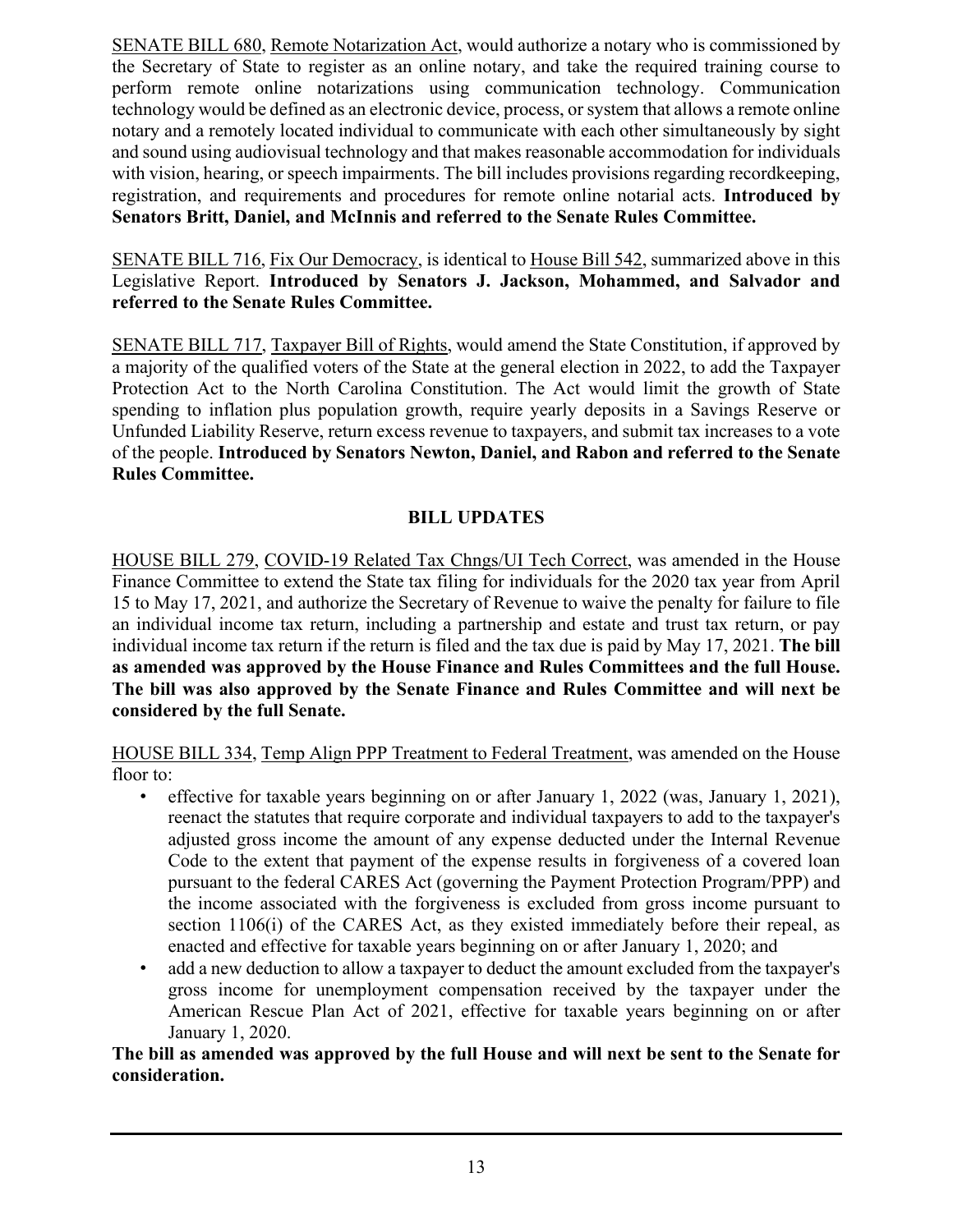SENATE BILL 680, Remote Notarization Act, would authorize a notary who is commissioned by the Secretary of State to register as an online notary, and take the required training course to perform remote online notarizations using communication technology. Communication technology would be defined as an electronic device, process, or system that allows a remote online notary and a remotely located individual to communicate with each other simultaneously by sight and sound using audiovisual technology and that makes reasonable accommodation for individuals with vision, hearing, or speech impairments. The bill includes provisions regarding recordkeeping, registration, and requirements and procedures for remote online notarial acts. **Introduced by Senators Britt, Daniel, and McInnis and referred to the Senate Rules Committee.**

SENATE BILL 716, Fix Our Democracy, is identical to House Bill 542, summarized above in this Legislative Report. **Introduced by Senators J. Jackson, Mohammed, and Salvador and referred to the Senate Rules Committee.**

SENATE BILL 717, Taxpayer Bill of Rights, would amend the State Constitution, if approved by a majority of the qualified voters of the State at the general election in 2022, to add the Taxpayer Protection Act to the North Carolina Constitution. The Act would limit the growth of State spending to inflation plus population growth, require yearly deposits in a Savings Reserve or Unfunded Liability Reserve, return excess revenue to taxpayers, and submit tax increases to a vote of the people. **Introduced by Senators Newton, Daniel, and Rabon and referred to the Senate Rules Committee.**

## BILL UPDATES

HOUSE BILL 279, COVID-19 Related Tax Chngs/UI Tech Correct, was amended in the House Finance Committee to extend the State tax filing for individuals for the 2020 tax year from April 15 to May 17, 2021, and authorize the Secretary of Revenue to waive the penalty for failure to file an individual income tax return, including a partnership and estate and trust tax return, or pay individual income tax return if the return is filed and the tax due is paid by May 17, 2021. **The bill as amended was approved by the House Finance and Rules Committees and the full House. The bill was also approved by the Senate Finance and Rules Committee and will next be considered by the full Senate.**

HOUSE BILL 334, Temp Align PPP Treatment to Federal Treatment, was amended on the House floor to:

- effective for taxable years beginning on or after January 1, 2022 (was, January 1, 2021), reenact the statutes that require corporate and individual taxpayers to add to the taxpayer's adjusted gross income the amount of any expense deducted under the Internal Revenue Code to the extent that payment of the expense results in forgiveness of a covered loan pursuant to the federal CARES Act (governing the Payment Protection Program/PPP) and the income associated with the forgiveness is excluded from gross income pursuant to section 1106(i) of the CARES Act, as they existed immediately before their repeal, as enacted and effective for taxable years beginning on or after January 1, 2020; and
- add a new deduction to allow a taxpayer to deduct the amount excluded from the taxpayer's gross income for unemployment compensation received by the taxpayer under the American Rescue Plan Act of 2021, effective for taxable years beginning on or after January 1, 2020.

**The bill as amended was approved by the full House and will next be sent to the Senate for consideration.**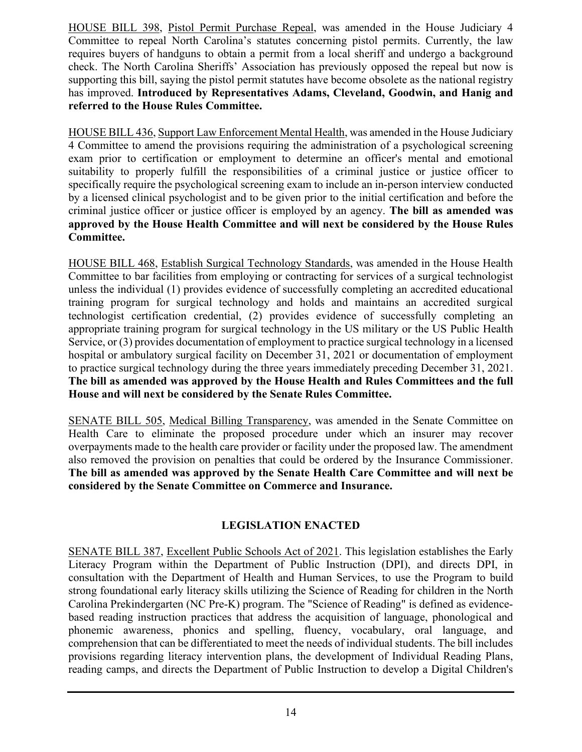HOUSE BILL 398, Pistol Permit Purchase Repeal, was amended in the House Judiciary 4 Committee to repeal North Carolina's statutes concerning pistol permits. Currently, the law requires buyers of handguns to obtain a permit from a local sheriff and undergo a background check. The North Carolina Sheriffs' Association has previously opposed the repeal but now is supporting this bill, saying the pistol permit statutes have become obsolete as the national registry has improved. **Introduced by Representatives Adams, Cleveland, Goodwin, and Hanig and referred to the House Rules Committee.**

HOUSE BILL 436, Support Law Enforcement Mental Health, was amended in the House Judiciary 4 Committee to amend the provisions requiring the administration of a psychological screening exam prior to certification or employment to determine an officer's mental and emotional suitability to properly fulfill the responsibilities of a criminal justice or justice officer to specifically require the psychological screening exam to include an in-person interview conducted by a licensed clinical psychologist and to be given prior to the initial certification and before the criminal justice officer or justice officer is employed by an agency. **The bill as amended was approved by the House Health Committee and will next be considered by the House Rules Committee.**

HOUSE BILL 468, Establish Surgical Technology Standards, was amended in the House Health Committee to bar facilities from employing or contracting for services of a surgical technologist unless the individual (1) provides evidence of successfully completing an accredited educational training program for surgical technology and holds and maintains an accredited surgical technologist certification credential, (2) provides evidence of successfully completing an appropriate training program for surgical technology in the US military or the US Public Health Service, or (3) provides documentation of employment to practice surgical technology in a licensed hospital or ambulatory surgical facility on December 31, 2021 or documentation of employment to practice surgical technology during the three years immediately preceding December 31, 2021. **The bill as amended was approved by the House Health and Rules Committees and the full House and will next be considered by the Senate Rules Committee.**

SENATE BILL 505, Medical Billing Transparency, was amended in the Senate Committee on Health Care to eliminate the proposed procedure under which an insurer may recover overpayments made to the health care provider or facility under the proposed law. The amendment also removed the provision on penalties that could be ordered by the Insurance Commissioner. **The bill as amended was approved by the Senate Health Care Committee and will next be considered by the Senate Committee on Commerce and Insurance.**

## LEGISLATION ENACTED

SENATE BILL 387, Excellent Public Schools Act of 2021. This legislation establishes the Early Literacy Program within the Department of Public Instruction (DPI), and directs DPI, in consultation with the Department of Health and Human Services, to use the Program to build strong foundational early literacy skills utilizing the Science of Reading for children in the North Carolina Prekindergarten (NC Pre-K) program. The "Science of Reading" is defined as evidence-based reading instruction practices that address the acquisition of language, phonological and phonemic awareness, phonics and spelling, fluency, vocabulary, oral language, and comprehension that can be differentiated to meet the needs of individual students. The bill includes provisions regarding literacy intervention plans, the development of Individual Reading Plans, reading camps, and directs the Department of Public Instruction to develop a Digital Children's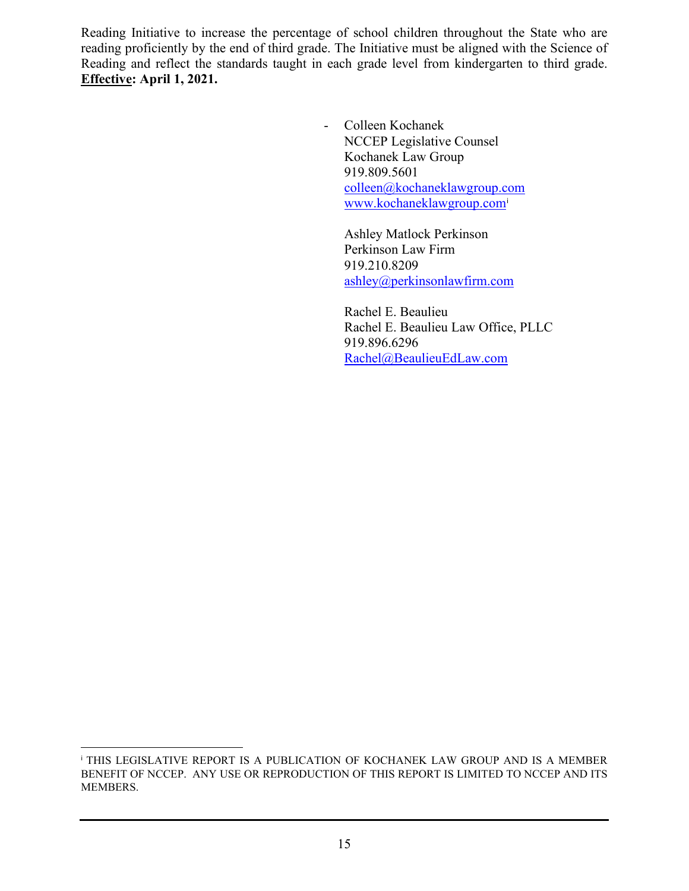Reading Initiative to increase the percentage of school children throughout the State who are reading proficiently by the end of third grade. The Initiative must be aligned with the Science of Reading and reflect the standards taught in each grade level from kindergarten to third grade. **Effective: April 1, 2021.**

- Colleen Kochanek
  NCCEP Legislative Counsel
  Kochanek Law Group
  919.809.5601
  colleen@kochaneklawgroup.com
  www.kochaneklawgroup.com[i]

  Ashley Matlock Perkinson
  Perkinson Law Firm
  919.210.8209
  ashley@perkinsonlawfirm.com

  Rachel E. Beaulieu
  Rachel E. Beaulieu Law Office, PLLC
  919.896.6296
  Rachel@BeaulieuEdLaw.com

[i] THIS LEGISLATIVE REPORT IS A PUBLICATION OF KOCHANEK LAW GROUP AND IS A MEMBER BENEFIT OF NCCEP. ANY USE OR REPRODUCTION OF THIS REPORT IS LIMITED TO NCCEP AND ITS MEMBERS.